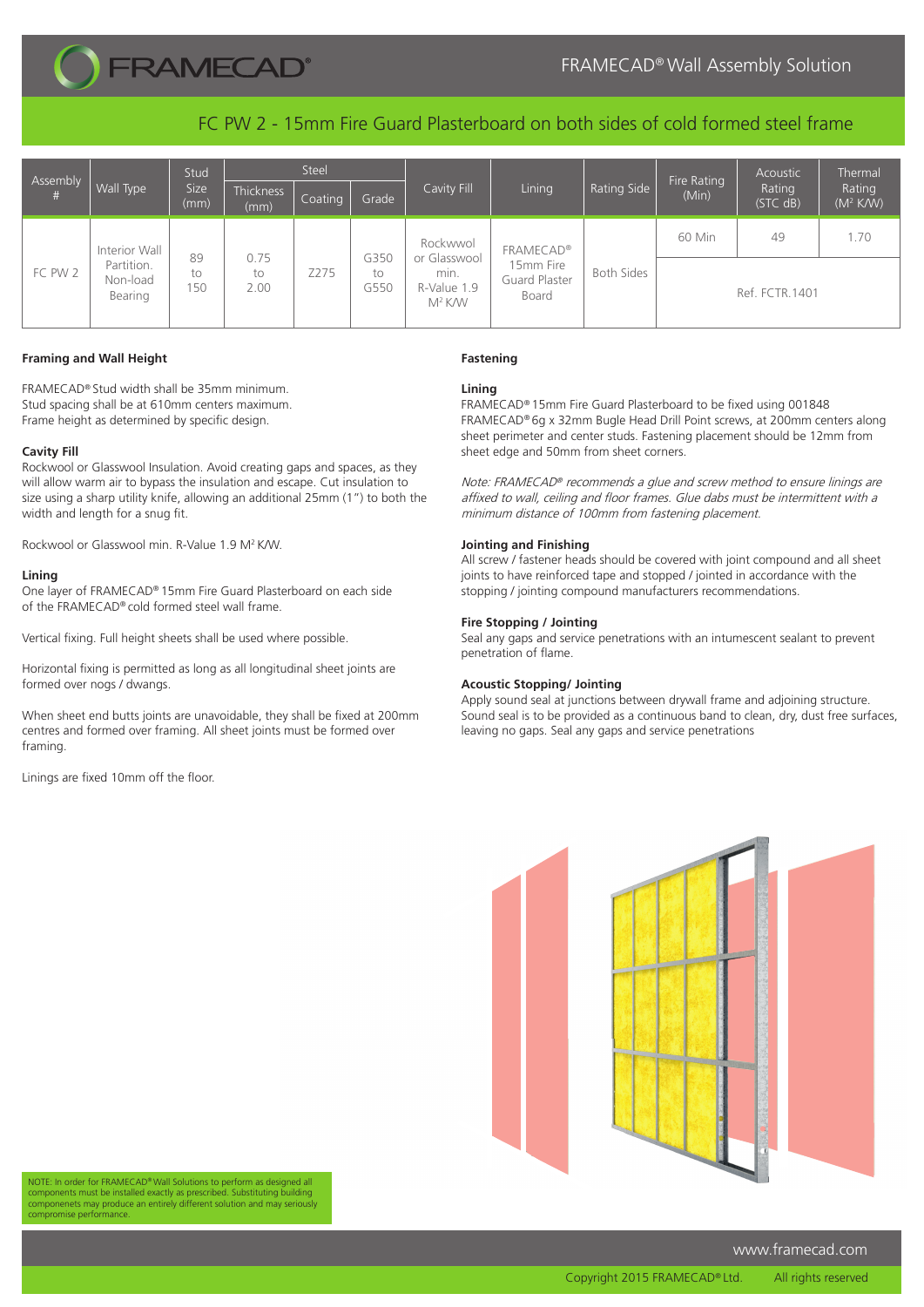# FRAMECAD® Wall Assembly Solution

## FC PW 2 - 15mm Fire Guard Plasterboard on both sides of cold formed steel frame

| Assembly # | Wall Type | Stud Size (mm) | Steel | | | Cavity Fill | Lining | Rating Side | Fire Rating (Min) | Acoustic Rating (STC dB) | Thermal Rating ($M^2$ K/W) |
|---|---|---|---|---|---|---|---|---|---|---|---|
| | | | Thickness (mm) | Coating | Grade | | | | | | |
| FC PW 2 | Interior Wall Partition. Non-load Bearing | 89 to 150 | 0.75 to 2.00 | Z275 | G350 to G550 | Rockwwol or Glasswool min. R-Value 1.9 $M^2$ K/W | FRAMECAD® 15mm Fire Guard Plaster Board | Both Sides | 60 Min | 49 | 1.70 |
| | | | | | | | | | Ref. FCTR.1401 | | |

### Framing and Wall Height

FRAMECAD® Stud width shall be 35mm minimum.
Stud spacing shall be at 610mm centers maximum.
Frame height as determined by specific design.

### Cavity Fill

Rockwool or Glasswool Insulation. Avoid creating gaps and spaces, as they will allow warm air to bypass the insulation and escape. Cut insulation to size using a sharp utility knife, allowing an additional 25mm (1") to both the width and length for a snug fit.

Rockwool or Glasswool min. R-Value 1.9 $M^2$ K/W.

### Lining

One layer of FRAMECAD® 15mm Fire Guard Plasterboard on each side of the FRAMECAD® cold formed steel wall frame.

Vertical fixing. Full height sheets shall be used where possible.

Horizontal fixing is permitted as long as all longitudinal sheet joints are formed over nogs / dwangs.

When sheet end butts joints are unavoidable, they shall be fixed at 200mm centres and formed over framing. All sheet joints must be formed over framing.

Linings are fixed 10mm off the floor.

### Fastening

#### Lining

FRAMECAD® 15mm Fire Guard Plasterboard to be fixed using 001848 FRAMECAD® 6g x 32mm Bugle Head Drill Point screws, at 200mm centers along sheet perimeter and center studs. Fastening placement should be 12mm from sheet edge and 50mm from sheet corners.

*Note: FRAMECAD® recommends a glue and screw method to ensure linings are affixed to wall, ceiling and floor frames. Glue dabs must be intermittent with a minimum distance of 100mm from fastening placement.*

### Jointing and Finishing

All screw / fastener heads should be covered with joint compound and all sheet joints to have reinforced tape and stopped / jointed in accordance with the stopping / jointing compound manufacturers recommendations.

### Fire Stopping / Jointing

Seal any gaps and service penetrations with an intumescent sealant to prevent penetration of flame.

### Acoustic Stopping/ Jointing

Apply sound seal at junctions between drywall frame and adjoining structure. Sound seal is to be provided as a continuous band to clean, dry, dust free surfaces, leaving no gaps. Seal any gaps and service penetrations

NOTE: In order for FRAMECAD® Wall Solutions to perform as designed all components must be installed exactly as prescribed. Substituting building componenets may produce an entirely different solution and may seriously compromise performance.

www.framecad.com

Copyright 2015 FRAMECAD® Ltd. All rights reserved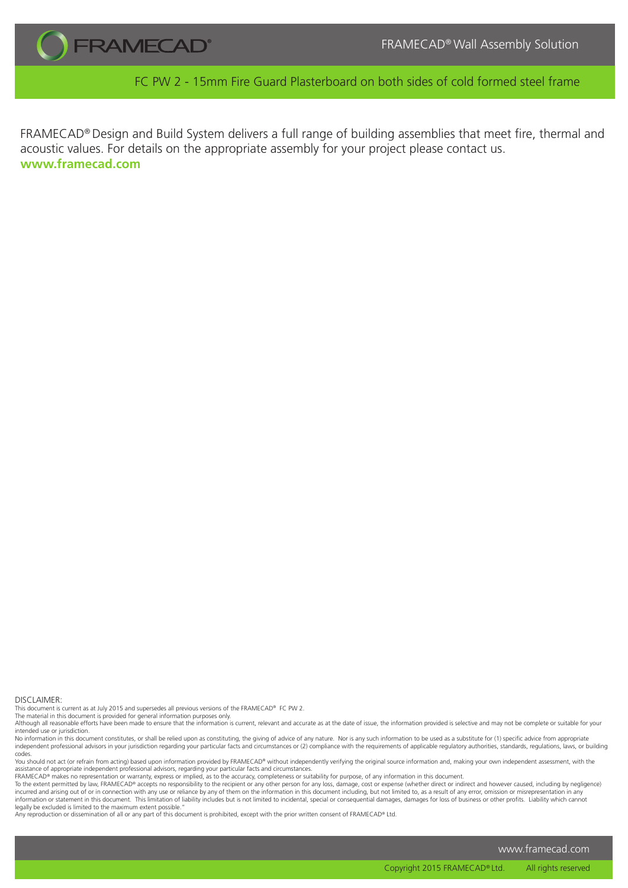## FC PW 2 - 15mm Fire Guard Plasterboard on both sides of cold formed steel frame

FRAMECAD® Design and Build System delivers a full range of building assemblies that meet fire, thermal and acoustic values. For details on the appropriate assembly for your project please contact us.
**www.framecad.com**

DISCLAIMER:
This document is current as at July 2015 and supersedes all previous versions of the FRAMECAD® FC PW 2.
The material in this document is provided for general information purposes only.
Although all reasonable efforts have been made to ensure that the information is current, relevant and accurate as at the date of issue, the information provided is selective and may not be complete or suitable for your intended use or jurisdiction.
No information in this document constitutes, or shall be relied upon as constituting, the giving of advice of any nature. Nor is any such information to be used as a substitute for (1) specific advice from appropriate independent professional advisors in your jurisdiction regarding your particular facts and circumstances or (2) compliance with the requirements of applicable regulatory authorities, standards, regulations, laws, or building codes.
You should not act (or refrain from acting) based upon information provided by FRAMECAD® without independently verifying the original source information and, making your own independent assessment, with the assistance of appropriate independent professional advisors, regarding your particular facts and circumstances.
FRAMECAD® makes no representation or warranty, express or implied, as to the accuracy, completeness or suitability for purpose, of any information in this document.
To the extent permitted by law, FRAMECAD® accepts no responsibility to the recipient or any other person for any loss, damage, cost or expense (whether direct or indirect and however caused, including by negligence) incurred and arising out of or in connection with any use or reliance by any of them on the information in this document including, but not limited to, as a result of any error, omission or misrepresentation in any information or statement in this document. This limitation of liability includes but is not limited to incidental, special or consequential damages, damages for loss of business or other profits. Liability which cannot legally be excluded is limited to the maximum extent possible."
Any reproduction or dissemination of all or any part of this document is prohibited, except with the prior written consent of FRAMECAD® Ltd.